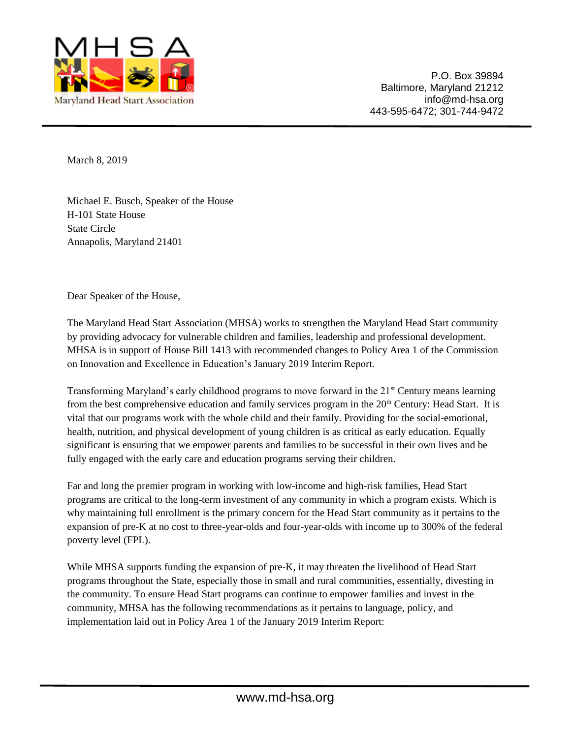MHSA

Maryland Head Start Association

P.O. Box 39894
Baltimore, Maryland 21212
info@md-hsa.org
443-595-6472; 301-744-9472

March 8, 2019

Michael E. Busch, Speaker of the House
H-101 State House
State Circle
Annapolis, Maryland 21401

Dear Speaker of the House,

The Maryland Head Start Association (MHSA) works to strengthen the Maryland Head Start community by providing advocacy for vulnerable children and families, leadership and professional development. MHSA is in support of House Bill 1413 with recommended changes to Policy Area 1 of the Commission on Innovation and Excellence in Education's January 2019 Interim Report.

Transforming Maryland's early childhood programs to move forward in the 21st Century means learning from the best comprehensive education and family services program in the 20th Century: Head Start. It is vital that our programs work with the whole child and their family. Providing for the social-emotional, health, nutrition, and physical development of young children is as critical as early education. Equally significant is ensuring that we empower parents and families to be successful in their own lives and be fully engaged with the early care and education programs serving their children.

Far and long the premier program in working with low-income and high-risk families, Head Start programs are critical to the long-term investment of any community in which a program exists. Which is why maintaining full enrollment is the primary concern for the Head Start community as it pertains to the expansion of pre-K at no cost to three-year-olds and four-year-olds with income up to 300% of the federal poverty level (FPL).

While MHSA supports funding the expansion of pre-K, it may threaten the livelihood of Head Start programs throughout the State, especially those in small and rural communities, essentially, divesting in the community. To ensure Head Start programs can continue to empower families and invest in the community, MHSA has the following recommendations as it pertains to language, policy, and implementation laid out in Policy Area 1 of the January 2019 Interim Report: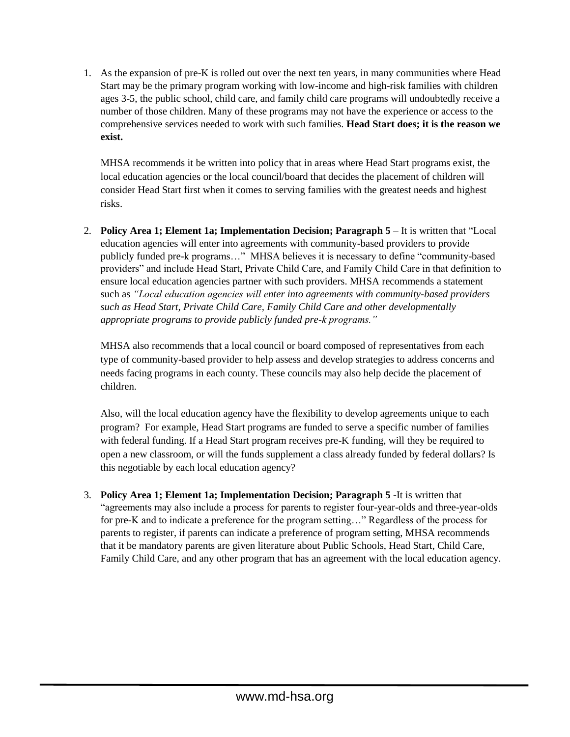1. As the expansion of pre-K is rolled out over the next ten years, in many communities where Head Start may be the primary program working with low-income and high-risk families with children ages 3-5, the public school, child care, and family child care programs will undoubtedly receive a number of those children. Many of these programs may not have the experience or access to the comprehensive services needed to work with such families. **Head Start does; it is the reason we exist.**

   MHSA recommends it be written into policy that in areas where Head Start programs exist, the local education agencies or the local council/board that decides the placement of children will consider Head Start first when it comes to serving families with the greatest needs and highest risks.

2. **Policy Area 1; Element 1a; Implementation Decision; Paragraph 5** – It is written that "Local education agencies will enter into agreements with community-based providers to provide publicly funded pre-k programs…" MHSA believes it is necessary to define "community-based providers" and include Head Start, Private Child Care, and Family Child Care in that definition to ensure local education agencies partner with such providers. MHSA recommends a statement such as *"Local education agencies will enter into agreements with community-based providers such as Head Start, Private Child Care, Family Child Care and other developmentally appropriate programs to provide publicly funded pre-k programs."*

   MHSA also recommends that a local council or board composed of representatives from each type of community-based provider to help assess and develop strategies to address concerns and needs facing programs in each county. These councils may also help decide the placement of children.

   Also, will the local education agency have the flexibility to develop agreements unique to each program? For example, Head Start programs are funded to serve a specific number of families with federal funding. If a Head Start program receives pre-K funding, will they be required to open a new classroom, or will the funds supplement a class already funded by federal dollars? Is this negotiable by each local education agency?

3. **Policy Area 1; Element 1a; Implementation Decision; Paragraph 5 -**It is written that "agreements may also include a process for parents to register four-year-olds and three-year-olds for pre-K and to indicate a preference for the program setting…" Regardless of the process for parents to register, if parents can indicate a preference of program setting, MHSA recommends that it be mandatory parents are given literature about Public Schools, Head Start, Child Care, Family Child Care, and any other program that has an agreement with the local education agency.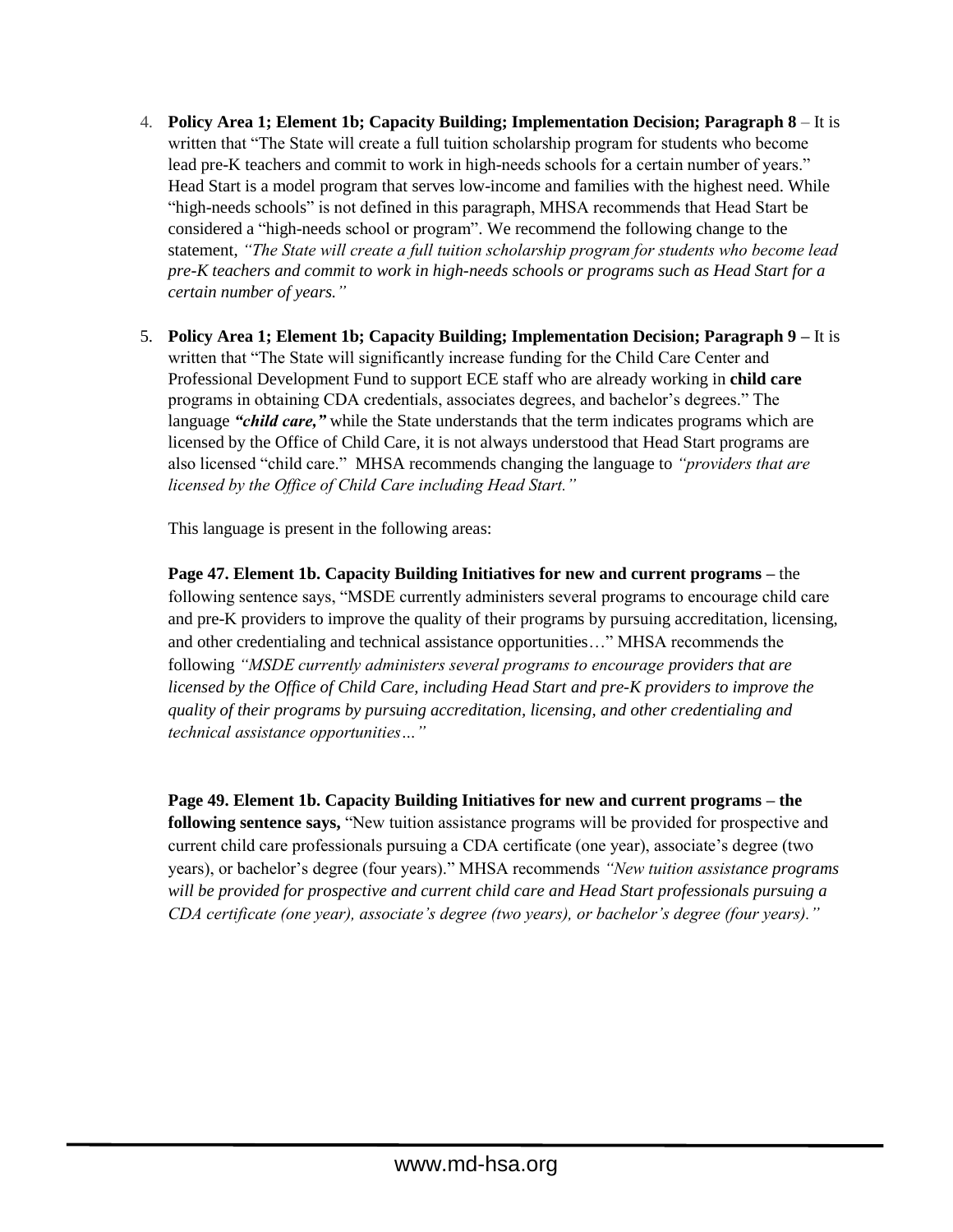4. **Policy Area 1; Element 1b; Capacity Building; Implementation Decision; Paragraph 8** – It is written that "The State will create a full tuition scholarship program for students who become lead pre-K teachers and commit to work in high-needs schools for a certain number of years." Head Start is a model program that serves low-income and families with the highest need. While "high-needs schools" is not defined in this paragraph, MHSA recommends that Head Start be considered a "high-needs school or program". We recommend the following change to the statement, *"The State will create a full tuition scholarship program for students who become lead pre-K teachers and commit to work in high-needs schools or programs such as Head Start for a certain number of years."*

5. **Policy Area 1; Element 1b; Capacity Building; Implementation Decision; Paragraph 9 –** It is written that "The State will significantly increase funding for the Child Care Center and Professional Development Fund to support ECE staff who are already working in **child care** programs in obtaining CDA credentials, associates degrees, and bachelor's degrees." The language ***"child care,"*** while the State understands that the term indicates programs which are licensed by the Office of Child Care, it is not always understood that Head Start programs are also licensed "child care." MHSA recommends changing the language to *"providers that are licensed by the Office of Child Care including Head Start."*

   This language is present in the following areas:

   **Page 47. Element 1b. Capacity Building Initiatives for new and current programs –** the following sentence says, "MSDE currently administers several programs to encourage child care and pre-K providers to improve the quality of their programs by pursuing accreditation, licensing, and other credentialing and technical assistance opportunities…" MHSA recommends the following *"MSDE currently administers several programs to encourage providers that are licensed by the Office of Child Care, including Head Start and pre-K providers to improve the quality of their programs by pursuing accreditation, licensing, and other credentialing and technical assistance opportunities…"*

   **Page 49. Element 1b. Capacity Building Initiatives for new and current programs – the following sentence says,** "New tuition assistance programs will be provided for prospective and current child care professionals pursuing a CDA certificate (one year), associate's degree (two years), or bachelor's degree (four years)." MHSA recommends *"New tuition assistance programs will be provided for prospective and current child care and Head Start professionals pursuing a CDA certificate (one year), associate's degree (two years), or bachelor's degree (four years)."*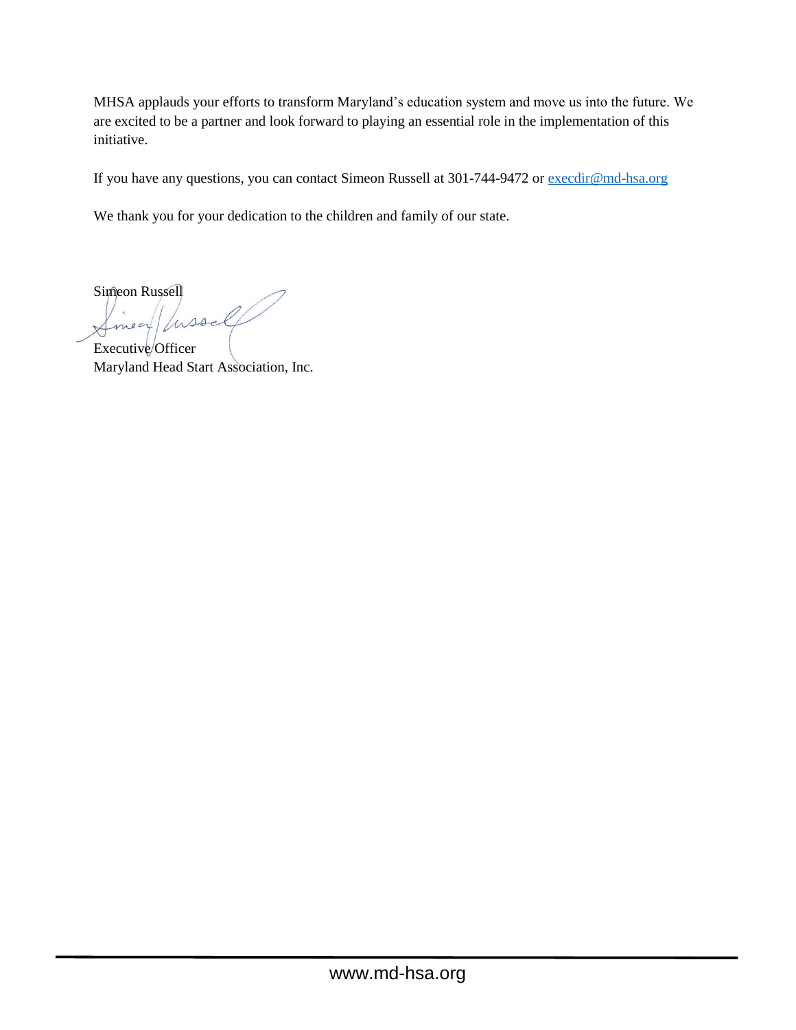MHSA applauds your efforts to transform Maryland's education system and move us into the future. We are excited to be a partner and look forward to playing an essential role in the implementation of this initiative.

If you have any questions, you can contact Simeon Russell at 301-744-9472 or execdir@md-hsa.org

We thank you for your dedication to the children and family of our state.

Simeon Russell

Executive Officer

Maryland Head Start Association, Inc.

www.md-hsa.org